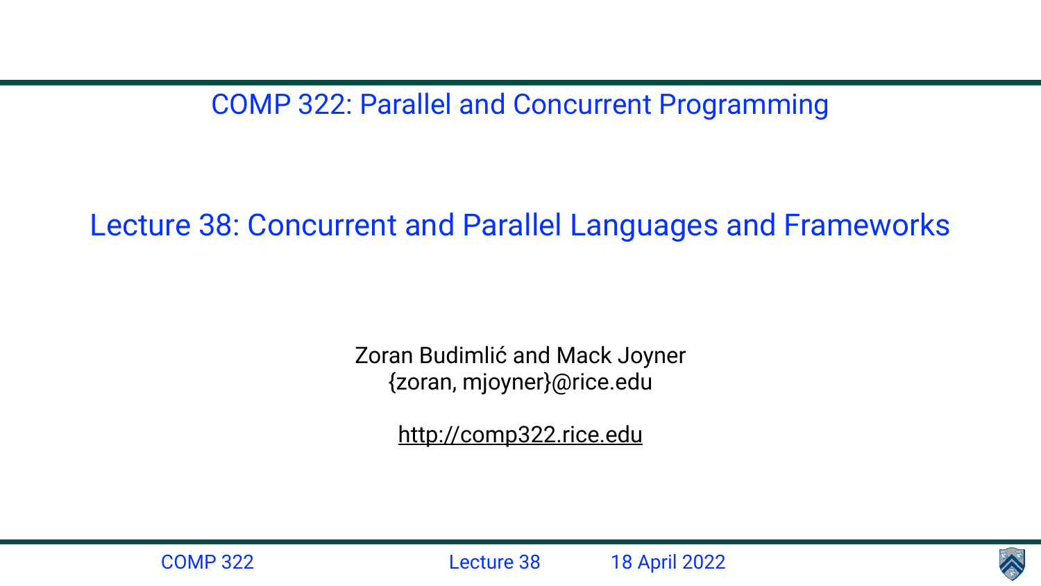COMP 322: Parallel and Concurrent Programming

# Lecture 38: Concurrent and Parallel Languages and Frameworks

Zoran Budimlić and Mack Joyner
{zoran, mjoyner}@rice.edu

http://comp322.rice.edu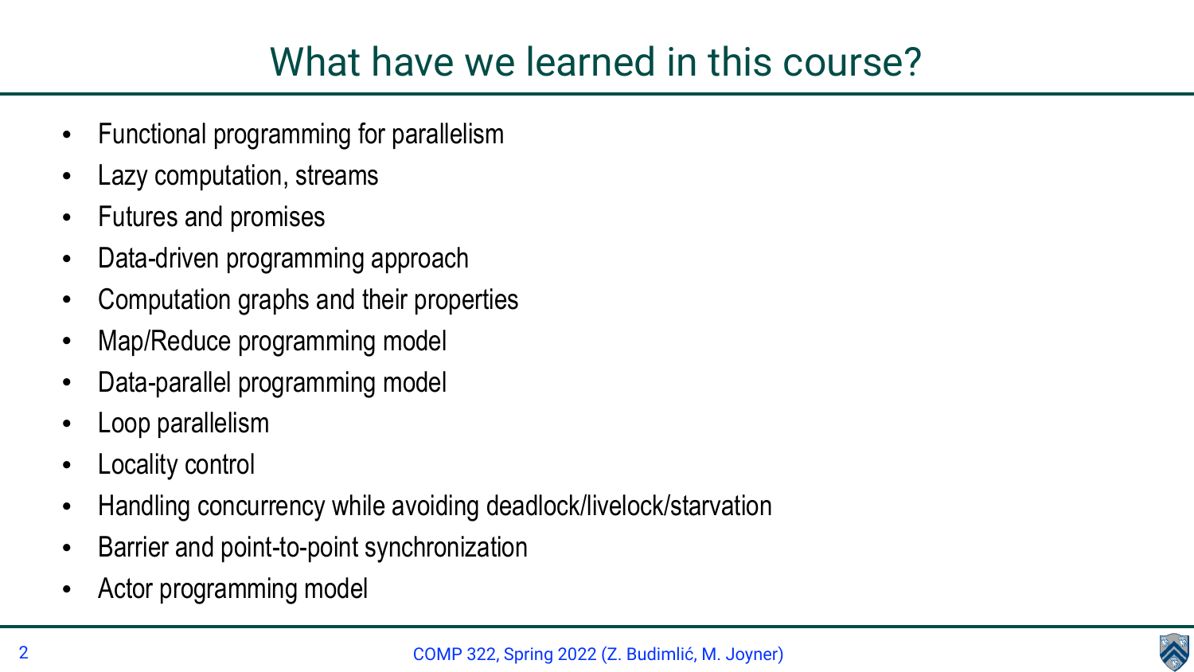# What have we learned in this course?

- Functional programming for parallelism
- Lazy computation, streams
- Futures and promises
- Data-driven programming approach
- Computation graphs and their properties
- Map/Reduce programming model
- Data-parallel programming model
- Loop parallelism
- Locality control
- Handling concurrency while avoiding deadlock/livelock/starvation
- Barrier and point-to-point synchronization
- Actor programming model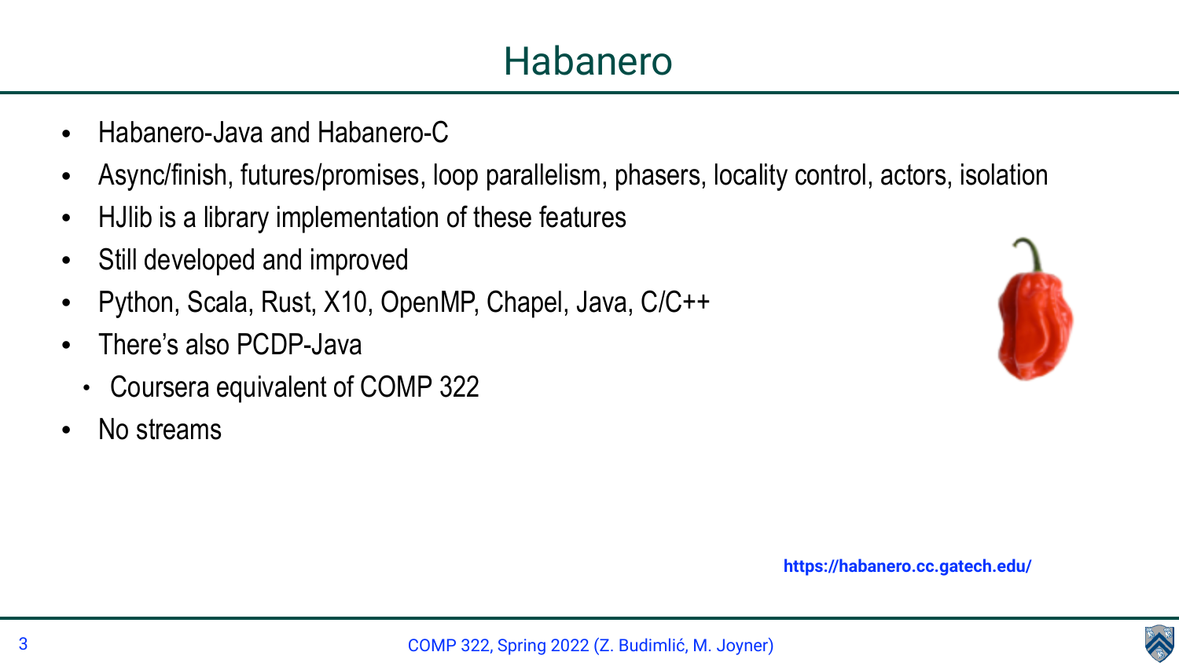# Habanero

- Habanero-Java and Habanero-C
- Async/finish, futures/promises, loop parallelism, phasers, locality control, actors, isolation
- HJlib is a library implementation of these features
- Still developed and improved
- Python, Scala, Rust, X10, OpenMP, Chapel, Java, C/C++
- There's also PCDP-Java
  - Coursera equivalent of COMP 322
- No streams

**https://habanero.cc.gatech.edu/**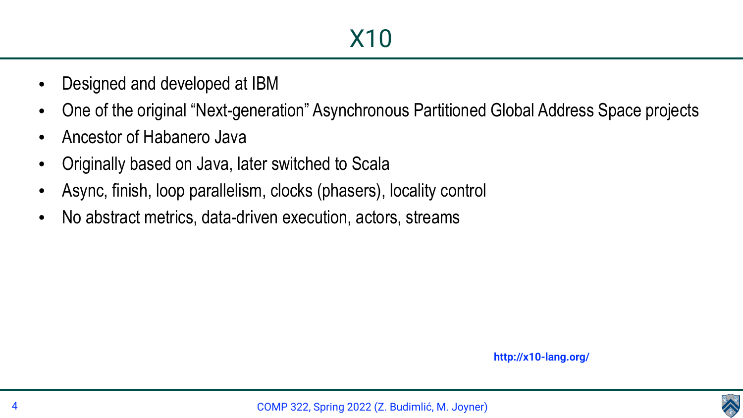# X10

- Designed and developed at IBM
- One of the original “Next-generation” Asynchronous Partitioned Global Address Space projects
- Ancestor of Habanero Java
- Originally based on Java, later switched to Scala
- Async, finish, loop parallelism, clocks (phasers), locality control
- No abstract metrics, data-driven execution, actors, streams

**http://x10-lang.org/**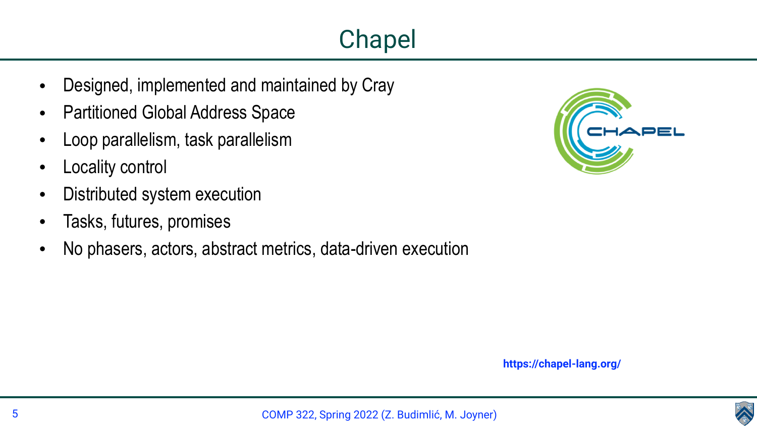# Chapel

- Designed, implemented and maintained by Cray
- Partitioned Global Address Space
- Loop parallelism, task parallelism
- Locality control
- Distributed system execution
- Tasks, futures, promises
- No phasers, actors, abstract metrics, data-driven execution

**https://chapel-lang.org/**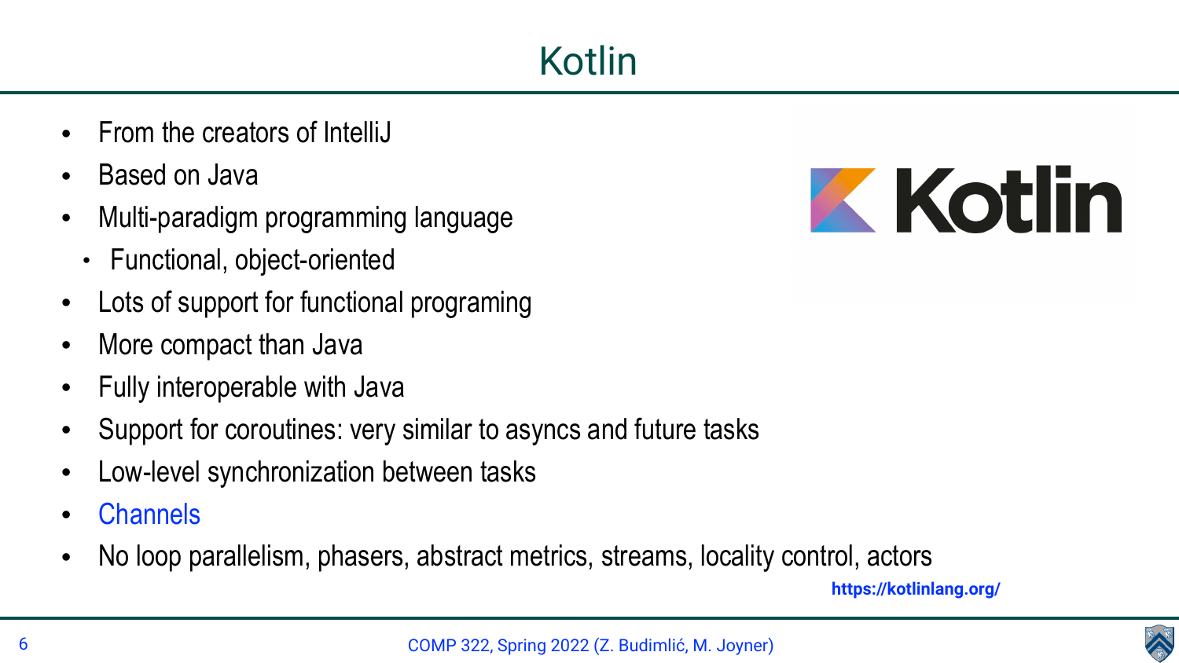# Kotlin

- From the creators of IntelliJ
- Based on Java
- Multi-paradigm programming language
  - Functional, object-oriented
- Lots of support for functional programing
- More compact than Java
- Fully interoperable with Java
- Support for coroutines: very similar to asyncs and future tasks
- Low-level synchronization between tasks
- Channels
- No loop parallelism, phasers, abstract metrics, streams, locality control, actors

**https://kotlinlang.org/**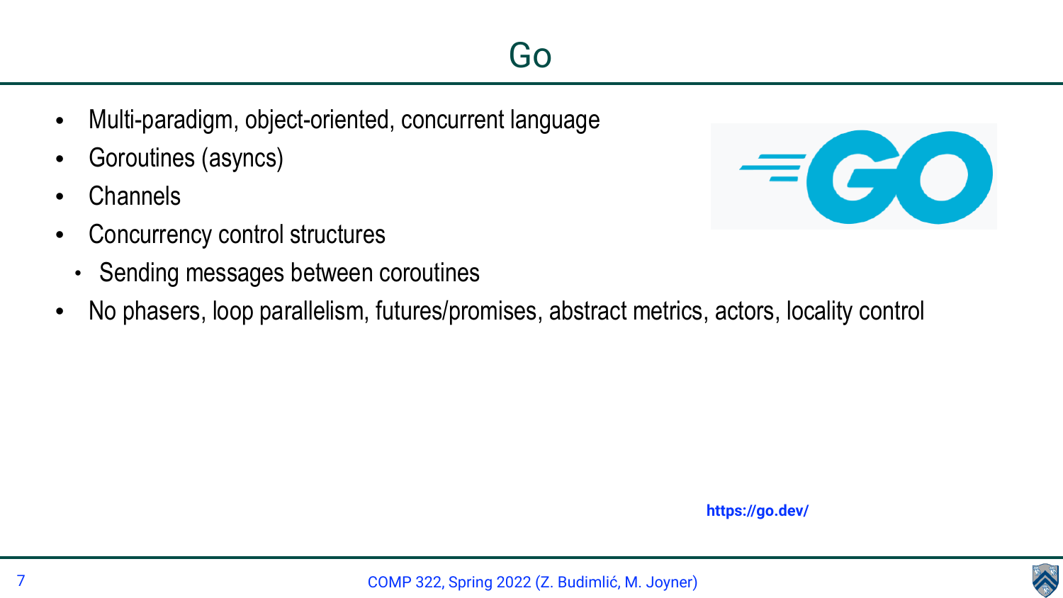# Go

- Multi-paradigm, object-oriented, concurrent language
- Goroutines (asyncs)
- Channels
- Concurrency control structures
  - Sending messages between coroutines
- No phasers, loop parallelism, futures/promises, abstract metrics, actors, locality control

**https://go.dev/**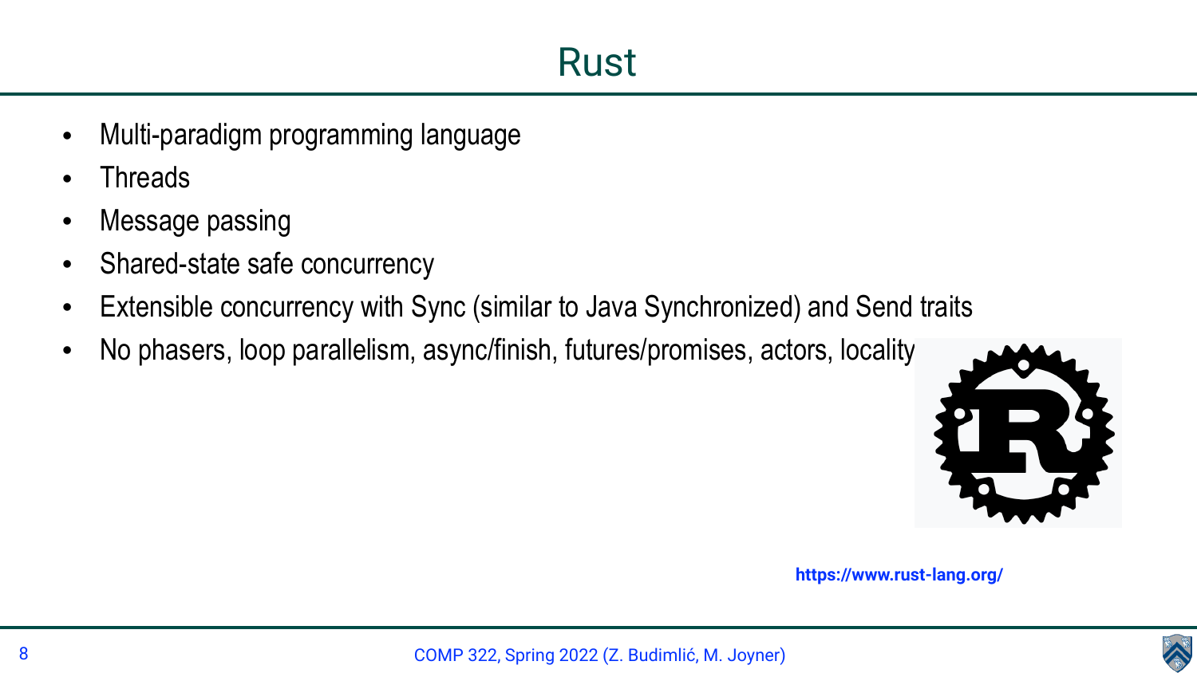# Rust

- Multi-paradigm programming language
- Threads
- Message passing
- Shared-state safe concurrency
- Extensible concurrency with Sync (similar to Java Synchronized) and Send traits
- No phasers, loop parallelism, async/finish, futures/promises, actors, locality

https://www.rust-lang.org/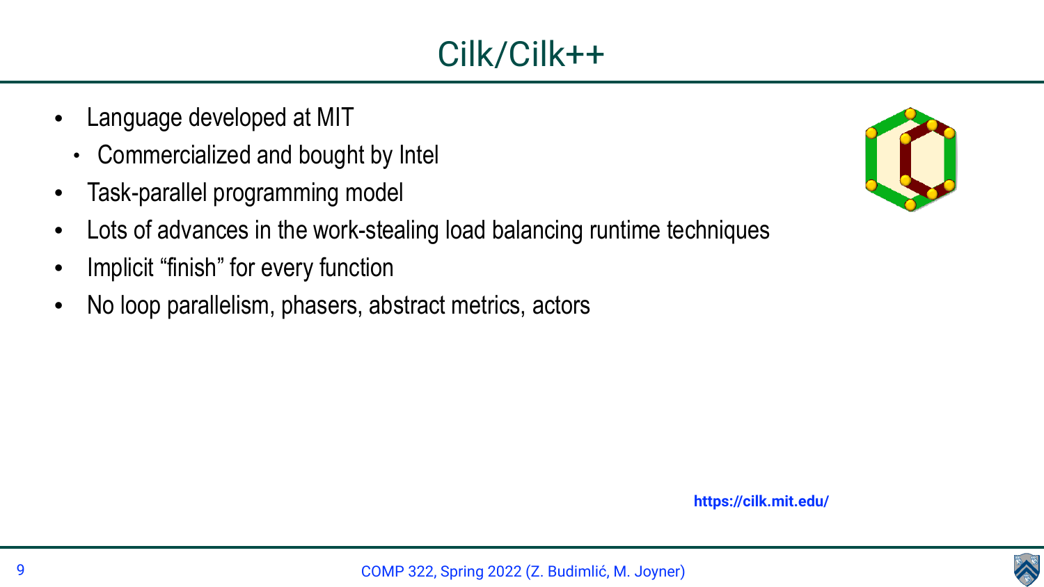# Cilk/Cilk++

- Language developed at MIT
  - Commercialized and bought by Intel
- Task-parallel programming model
- Lots of advances in the work-stealing load balancing runtime techniques
- Implicit “finish” for every function
- No loop parallelism, phasers, abstract metrics, actors

https://cilk.mit.edu/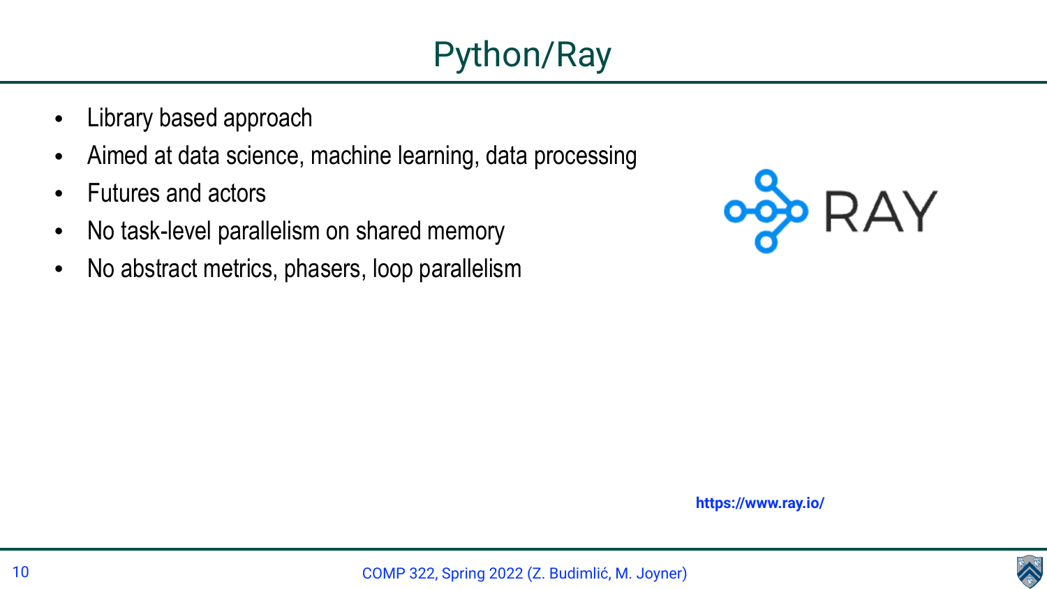# Python/Ray

- Library based approach
- Aimed at data science, machine learning, data processing
- Futures and actors
- No task-level parallelism on shared memory
- No abstract metrics, phasers, loop parallelism

RAY

**https://www.ray.io/**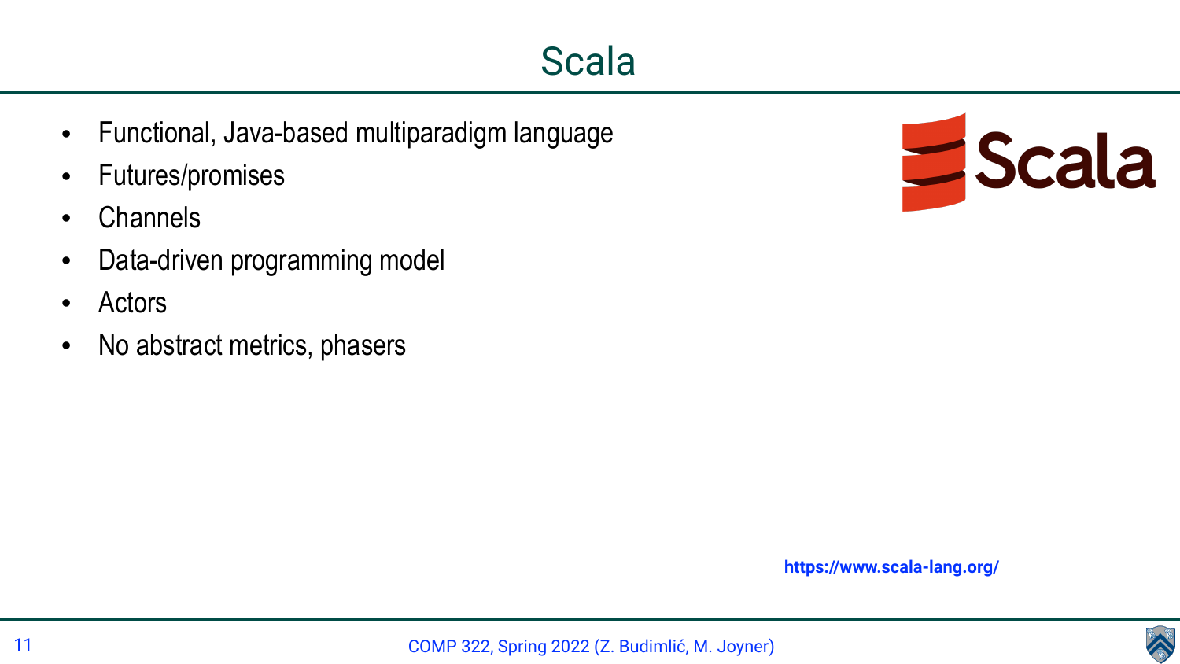# Scala

- Functional, Java-based multiparadigm language
- Futures/promises
- Channels
- Data-driven programming model
- Actors
- No abstract metrics, phasers

https://www.scala-lang.org/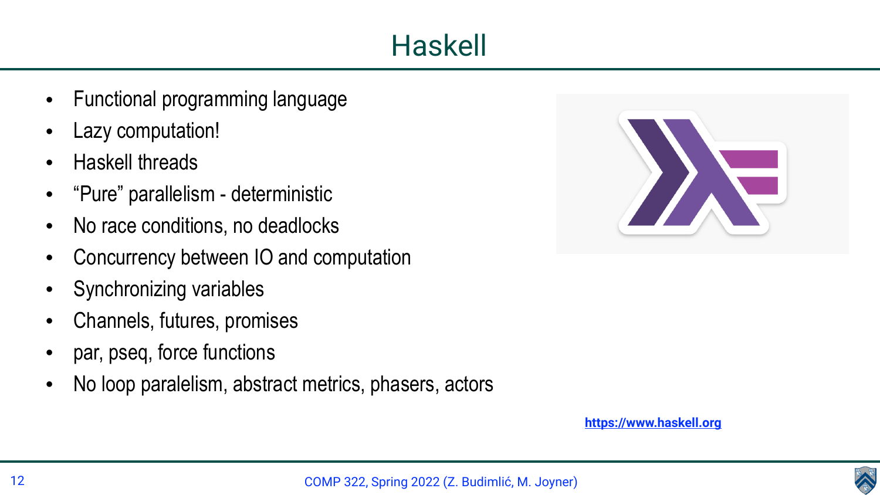# Haskell

- Functional programming language
- Lazy computation!
- Haskell threads
- "Pure" parallelism - deterministic
- No race conditions, no deadlocks
- Concurrency between IO and computation
- Synchronizing variables
- Channels, futures, promises
- par, pseq, force functions
- No loop paralelism, abstract metrics, phasers, actors

https://www.haskell.org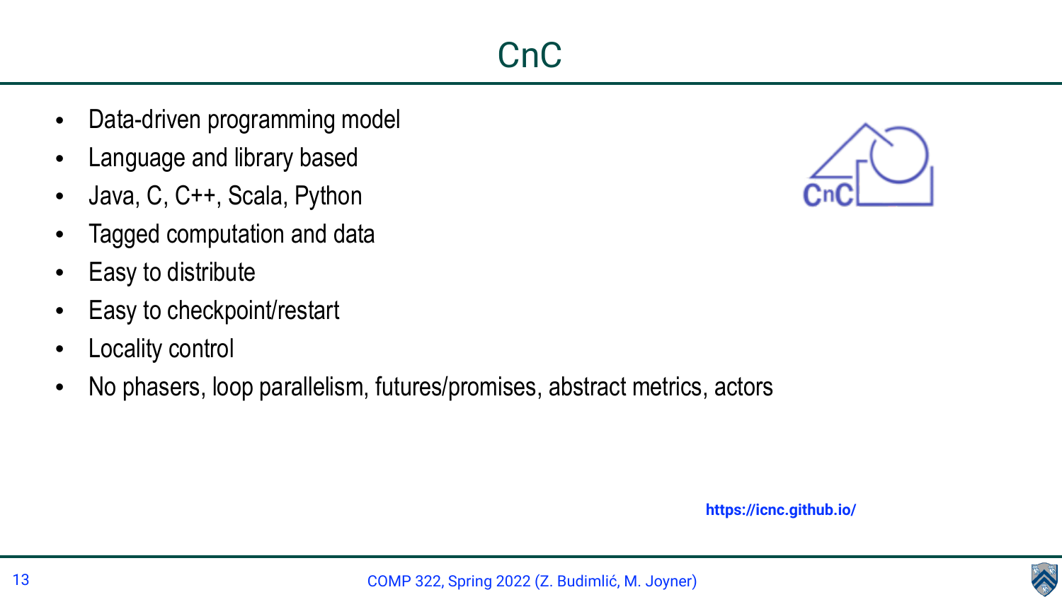# CnC

- Data-driven programming model
- Language and library based
- Java, C, C++, Scala, Python
- Tagged computation and data
- Easy to distribute
- Easy to checkpoint/restart
- Locality control
- No phasers, loop parallelism, futures/promises, abstract metrics, actors

**https://icnc.github.io/**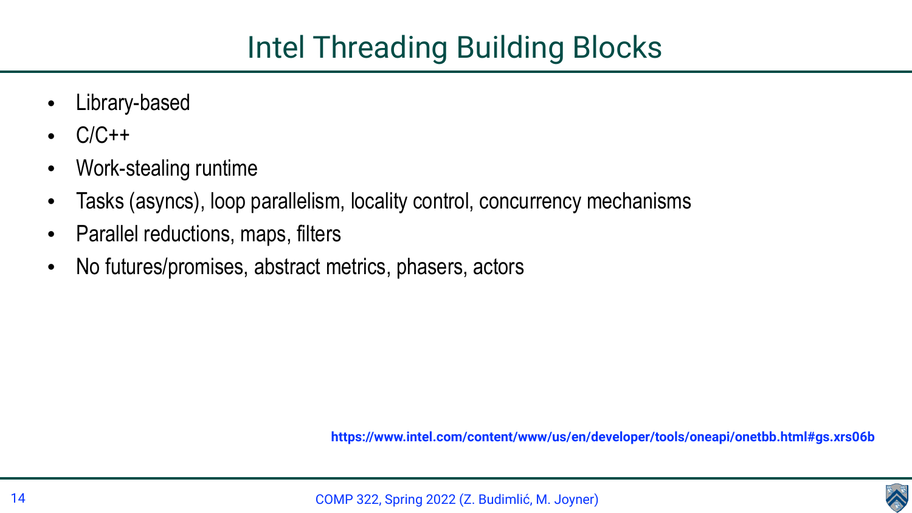# Intel Threading Building Blocks

- Library-based
- C/C++
- Work-stealing runtime
- Tasks (asyncs), loop parallelism, locality control, concurrency mechanisms
- Parallel reductions, maps, filters
- No futures/promises, abstract metrics, phasers, actors

**https://www.intel.com/content/www/us/en/developer/tools/oneapi/onetbb.html#gs.xrs06b**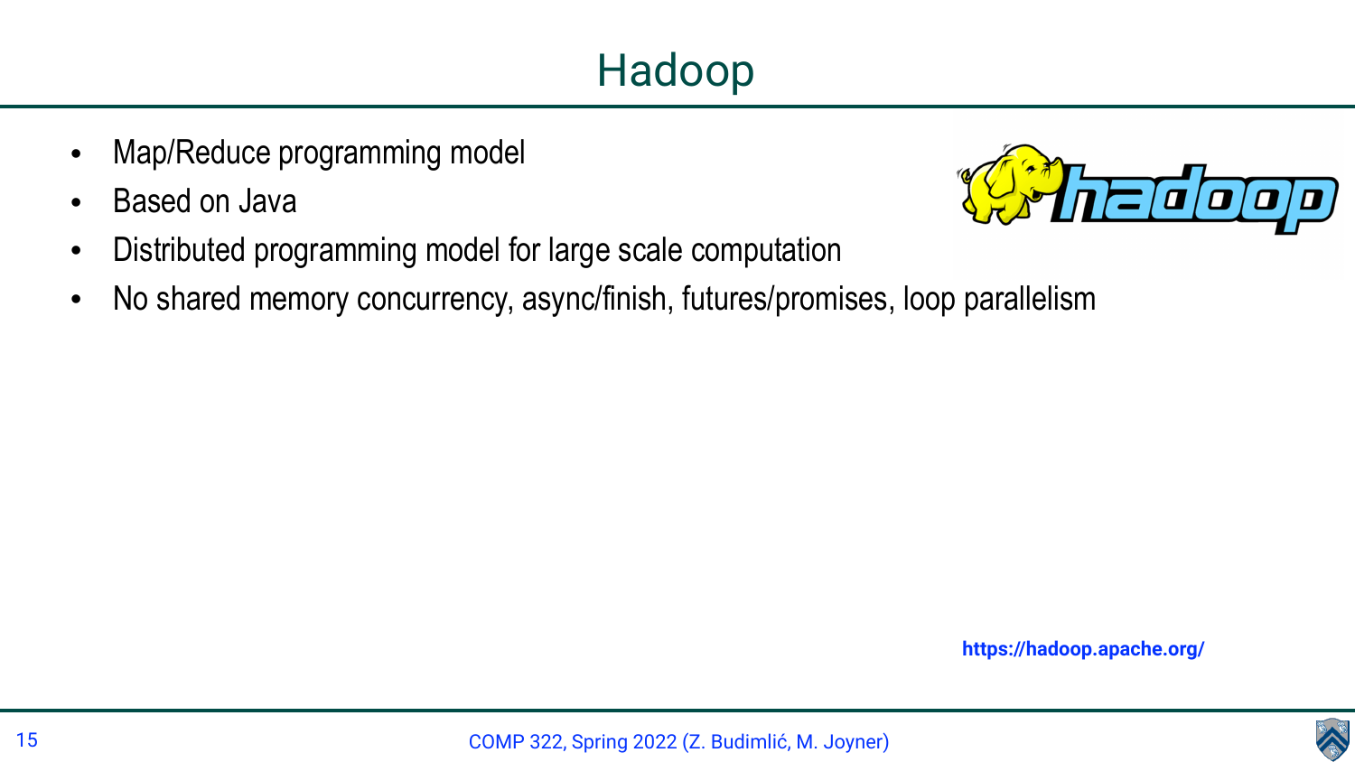# Hadoop

- Map/Reduce programming model
- Based on Java
- Distributed programming model for large scale computation
- No shared memory concurrency, async/finish, futures/promises, loop parallelism

https://hadoop.apache.org/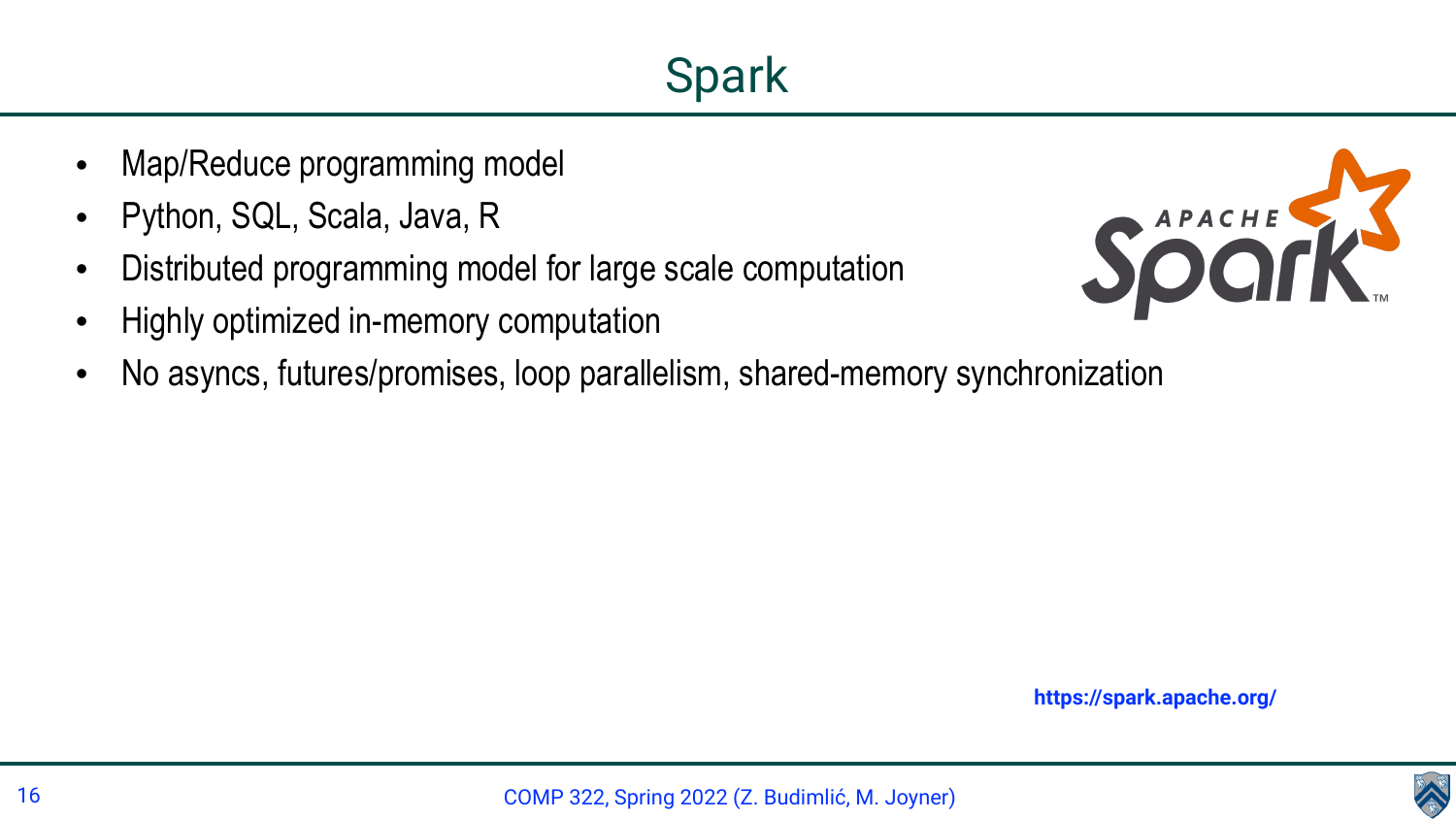# Spark

- Map/Reduce programming model
- Python, SQL, Scala, Java, R
- Distributed programming model for large scale computation
- Highly optimized in-memory computation
- No asyncs, futures/promises, loop parallelism, shared-memory synchronization

https://spark.apache.org/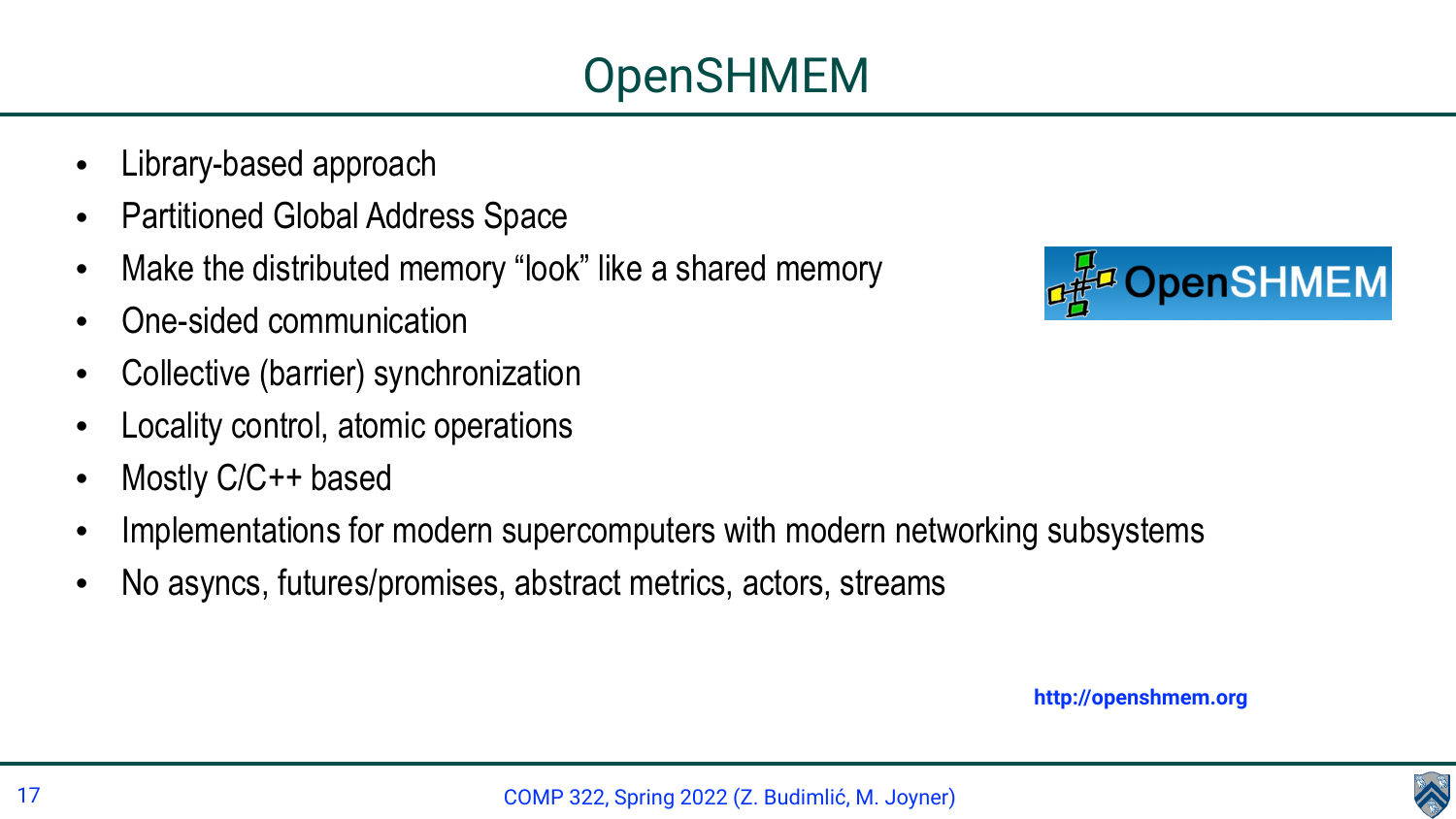# OpenSHMEM

- Library-based approach
- Partitioned Global Address Space
- Make the distributed memory “look” like a shared memory
- One-sided communication
- Collective (barrier) synchronization
- Locality control, atomic operations
- Mostly C/C++ based
- Implementations for modern supercomputers with modern networking subsystems
- No asyncs, futures/promises, abstract metrics, actors, streams

http://openshmem.org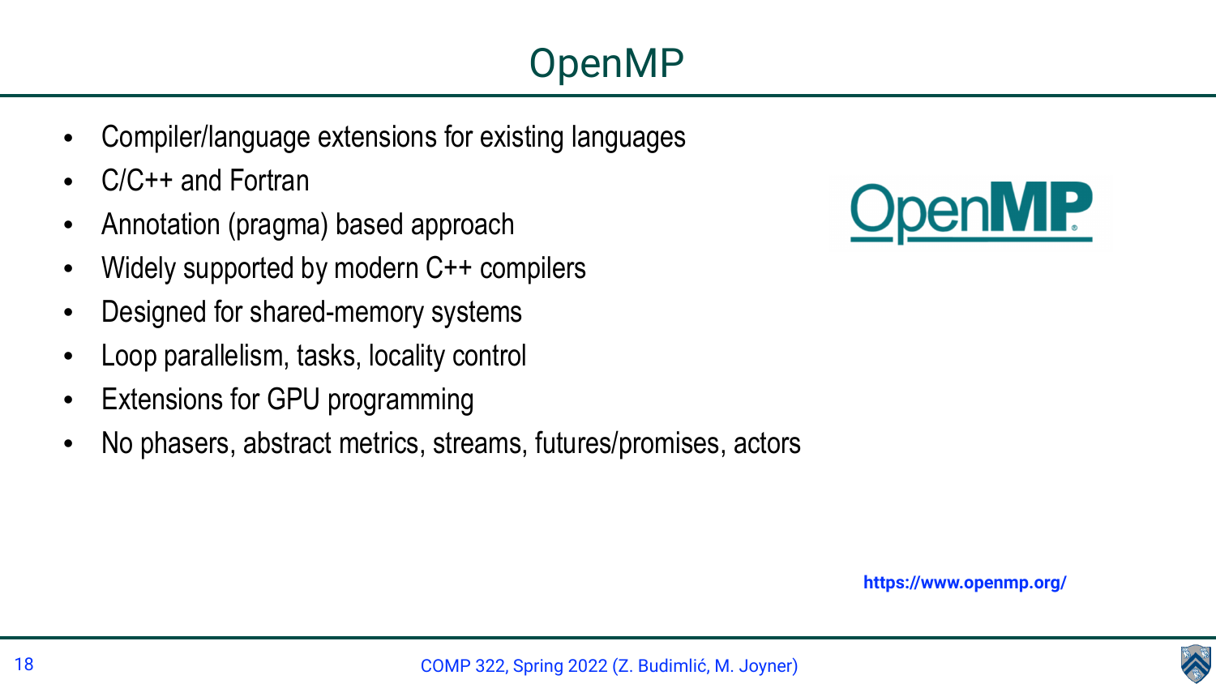# OpenMP

- Compiler/language extensions for existing languages
- C/C++ and Fortran
- Annotation (pragma) based approach
- Widely supported by modern C++ compilers
- Designed for shared-memory systems
- Loop parallelism, tasks, locality control
- Extensions for GPU programming
- No phasers, abstract metrics, streams, futures/promises, actors

**https://www.openmp.org/**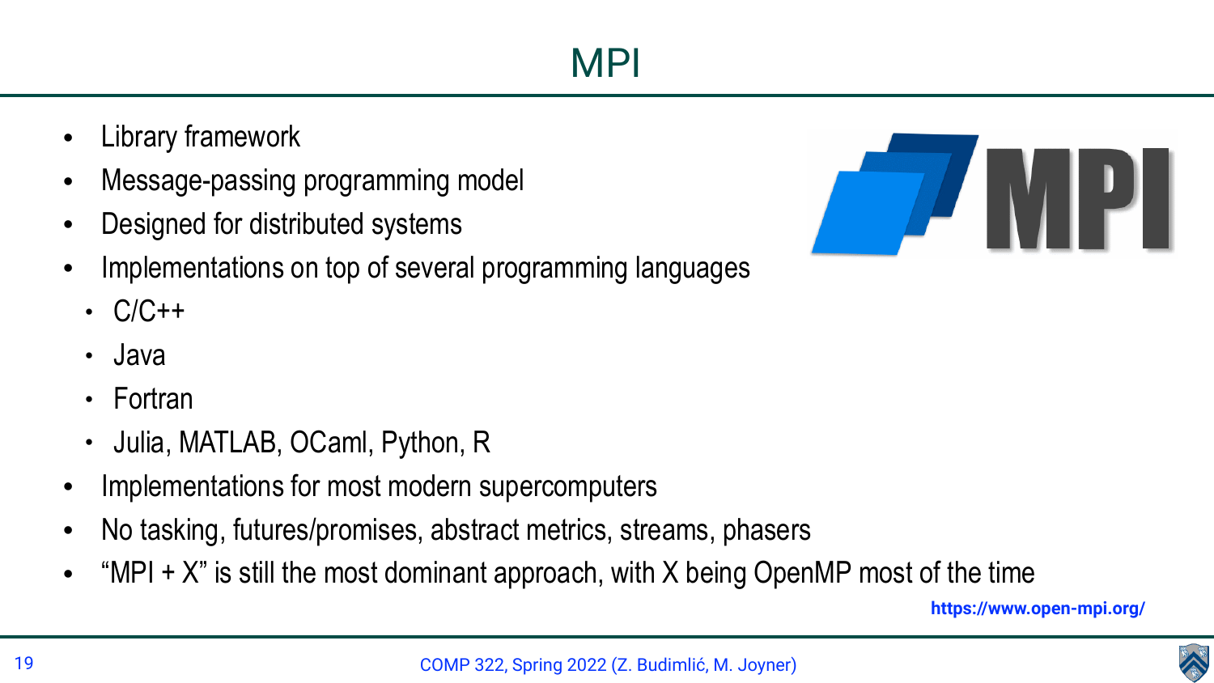# MPI

- Library framework
- Message-passing programming model
- Designed for distributed systems
- Implementations on top of several programming languages
  - C/C++
  - Java
  - Fortran
  - Julia, MATLAB, OCaml, Python, R
- Implementations for most modern supercomputers
- No tasking, futures/promises, abstract metrics, streams, phasers
- "MPI + X" is still the most dominant approach, with X being OpenMP most of the time

**https://www.open-mpi.org/**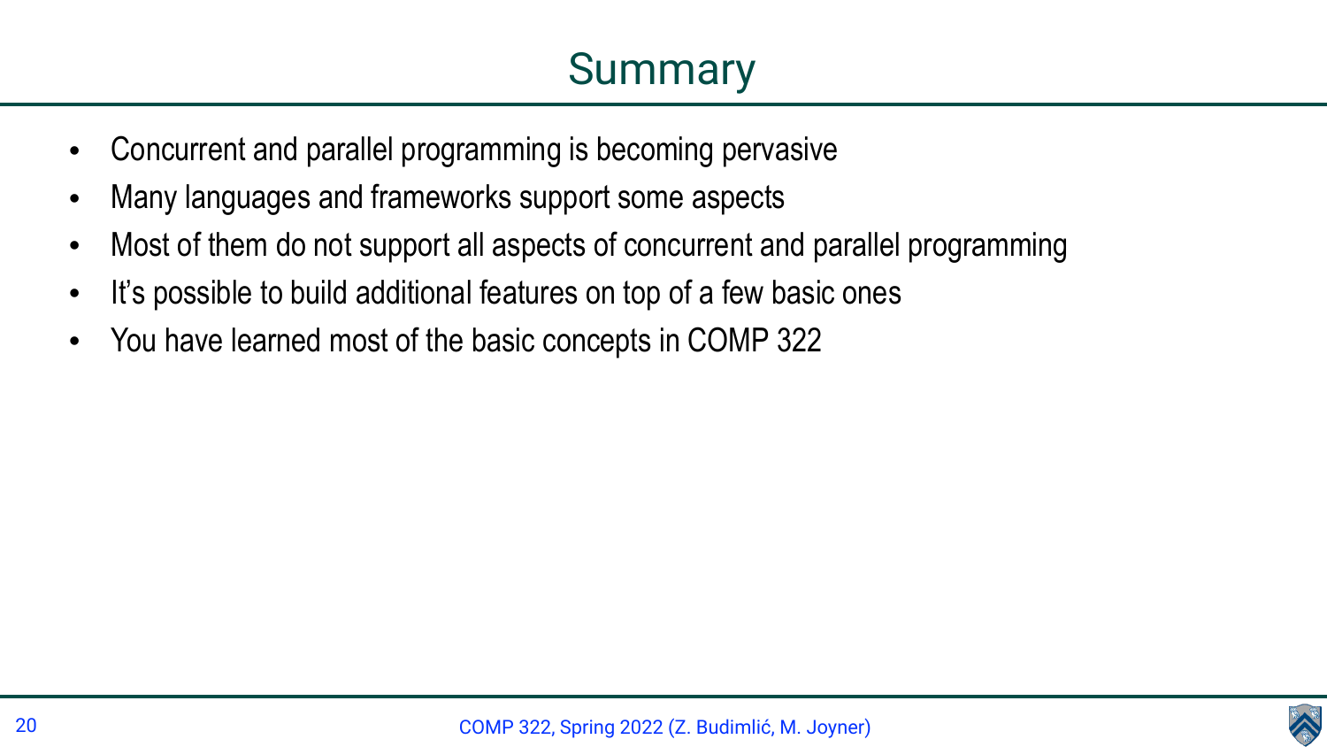# Summary

- Concurrent and parallel programming is becoming pervasive
- Many languages and frameworks support some aspects
- Most of them do not support all aspects of concurrent and parallel programming
- It's possible to build additional features on top of a few basic ones
- You have learned most of the basic concepts in COMP 322